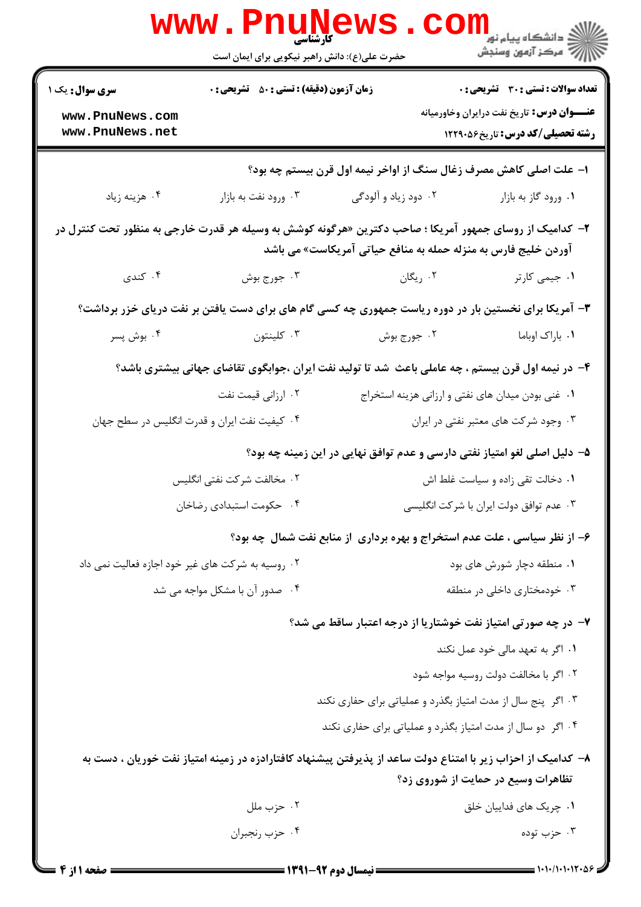کارشناسی

حضرت علی(ع): دانش راهبر نیکویی برای ایمان است

**سری سوال:** یک ۱

**زمان آزمون (دقیقه) : تستی : ۵۰ تشریحی : ۰**

**تعداد سوالات : تستی : ۳۰ تشریحی : ۰**

**عنـــوان درس:** تاریخ نفت درایران وخاورمیانه

**رشته تحصیلی/کد درس:** تاریخ۱۲۲۹۰۵۶

۱- علت اصلی کاهش مصرف زغال سنگ از اواخر نیمه اول قرن بیستم چه بود؟

۱. ورود گاز به بازار
۲. دود زیاد و آلودگی
۳. ورود نفت به بازار
۴. هزینه زیاد

۲- کدامیک از روسای جمهور آمریکا ؛ صاحب دکترین «هرگونه کوشش به وسیله هر قدرت خارجی به منظور تحت کنترل در آوردن خلیج فارس به منزله حمله به منافع حیاتی آمریکاست» می باشد

۱. جیمی کارتر
۲. ریگان
۳. جورج بوش
۴. کندی

۳- آمریکا برای نخستین بار در دوره ریاست جمهوری چه کسی گام های برای دست یافتن بر نفت دریای خزر برداشت؟

۱. باراک اوباما
۲. جورج بوش
۳. کلینتون
۴. بوش پسر

۴- در نیمه اول قرن بیستم ، چه عاملی باعث شد تا تولید نفت ایران ،جوابگوی تقاضای جهانی بیشتری باشد؟

۱. غنی بودن میدان های نفتی و ارزانی هزینه استخراج
۲. ارزانی قیمت نفت
۳. وجود شرکت های معتبر نفتی در ایران
۴. کیفیت نفت ایران و قدرت انگلیس در سطح جهان

۵- دلیل اصلی لغو امتیاز نفتی دارسی و عدم توافق نهایی در این زمینه چه بود؟

۱. دخالت تقی زاده و سیاست غلط اش
۲. مخالفت شرکت نفتی انگلیس
۳. عدم توافق دولت ایران با شرکت انگلیسی
۴. حکومت استبدادی رضاخان

۶- از نظر سیاسی ، علت عدم استخراج و بهره برداری از منابع نفت شمال چه بود؟

۱. منطقه دچار شورش های بود
۲. روسیه به شرکت های غیر خود اجازه فعالیت نمی داد
۳. خودمختاری داخلی در منطقه
۴. صدور آن با مشکل مواجه می شد

۷- در چه صورتی امتیاز نفت خوشتاریا از درجه اعتبار ساقط می شد؟

۱. اگر به تعهد مالی خود عمل نکند
۲. اگر با مخالفت دولت روسیه مواجه شود
۳. اگر پنج سال از مدت امتیاز بگذرد و عملیاتی برای حفاری نکند
۴. اگر دو سال از مدت امتیاز بگذرد و عملیاتی برای حفاری نکند

۸- کدامیک از احزاب زیر با امتناع دولت ساعد از پذیرفتن پیشنهاد کافتارادزه در زمینه امتیاز نفت خوریان ، دست به تظاهرات وسیع در حمایت از شوروی زد؟

۱. چریک های فداییان خلق
۲. حزب ملل
۳. حزب توده
۴. حزب رنجبران

نیمسال دوم ۹۲-۱۳۹۱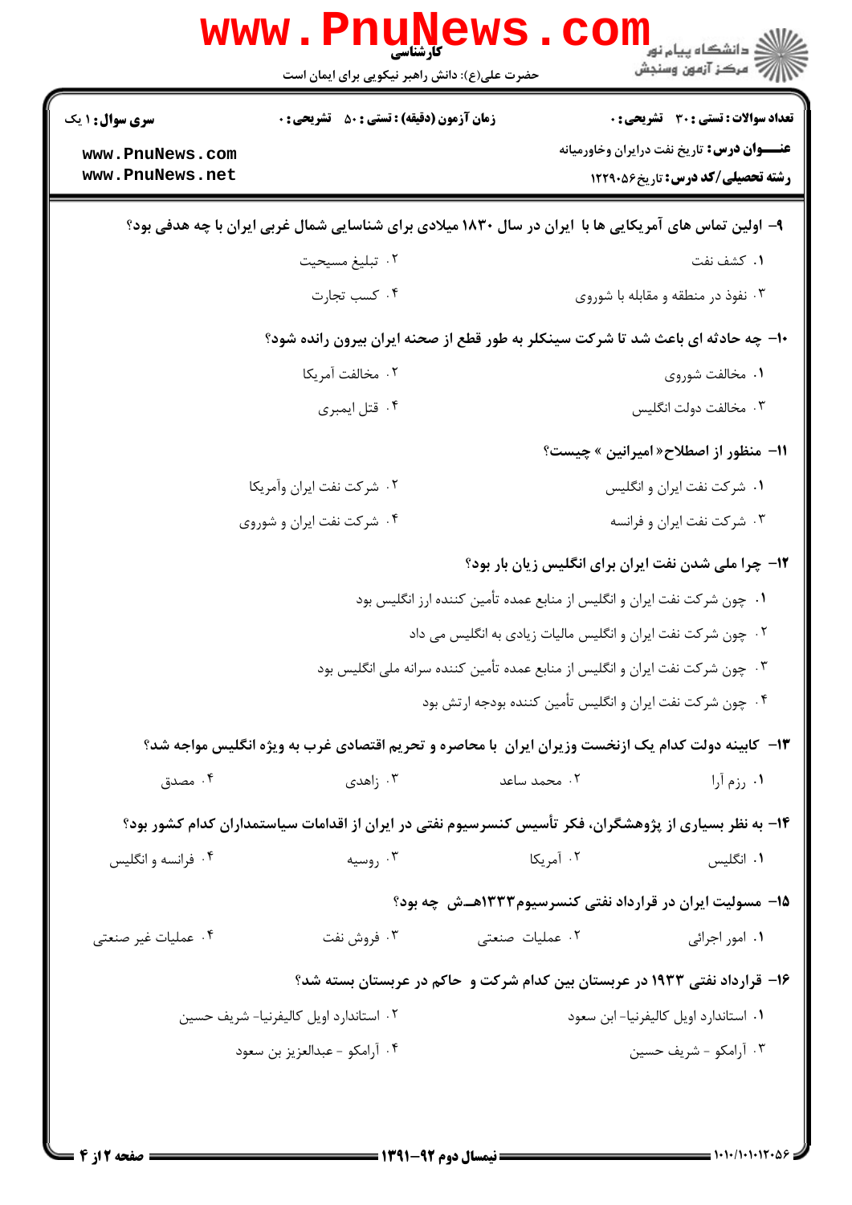**سری سوال:** ۱ یک

**زمان آزمون (دقیقه) : تستی : ۵۰ تشریحی : ۰**

**تعداد سوالات : تستی : ۳۰ تشریحی : ۰**

**عنـــوان درس:** تاریخ نفت درایران وخاورمیانه

**رشته تحصیلی/کد درس:** تاریخ ۱۲۲۹۰۵۶

**۹- اولین تماس های آمریکایی ها با ایران در سال ۱۸۳۰ میلادی برای شناسایی شمال غربی ایران با چه هدفی بود؟**

۱. کشف نفت
۲. تبلیغ مسیحیت
۳. نفوذ در منطقه و مقابله با شوروی
۴. کسب تجارت

**۱۰- چه حادثه ای باعث شد تا شرکت سینکلر به طور قطع از صحنه ایران بیرون رانده شود؟**

۱. مخالفت شوروی
۲. مخالفت آمریکا
۳. مخالفت دولت انگلیس
۴. قتل ایمبری

**۱۱- منظور از اصطلاح« امیرانین » چیست؟**

۱. شرکت نفت ایران و انگلیس
۲. شرکت نفت ایران وآمریکا
۳. شرکت نفت ایران و فرانسه
۴. شرکت نفت ایران و شوروی

**۱۲- چرا ملی شدن نفت ایران برای انگلیس زیان بار بود؟**

۱. چون شرکت نفت ایران و انگلیس از منابع عمده تأمین کننده ارز انگلیس بود
۲. چون شرکت نفت ایران و انگلیس مالیات زیادی به انگلیس می داد
۳. چون شرکت نفت ایران و انگلیس از منابع عمده تأمین کننده سرانه ملی انگلیس بود
۴. چون شرکت نفت ایران و انگلیس تأمین کننده بودجه ارتش بود

**۱۳- کابینه دولت کدام یک ازنخست وزیران ایران با محاصره و تحریم اقتصادی غرب به ویژه انگلیس مواجه شد؟**

۱. رزم آرا
۲. محمد ساعد
۳. زاهدی
۴. مصدق

**۱۴- به نظر بسیاری از پژوهشگران، فکر تأسیس کنسرسیوم نفتی در ایران از اقدامات سیاستمداران کدام کشور بود؟**

۱. انگلیس
۲. آمریکا
۳. روسیه
۴. فرانسه و انگلیس

**۱۵- مسولیت ایران در قرارداد نفتی کنسرسیوم۱۳۳۳هــش چه بود؟**

۱. امور اجرائی
۲. عملیات صنعتی
۳. فروش نفت
۴. عملیات غیر صنعتی

**۱۶- قرارداد نفتی ۱۹۳۳ در عربستان بین کدام شرکت و حاکم در عربستان بسته شد؟**

۱. استاندارد اویل کالیفرنیا- ابن سعود
۲. استاندارد اویل کالیفرنیا- شریف حسین
۳. آرامکو - شریف حسین
۴. آرامکو - عبدالعزیز بن سعود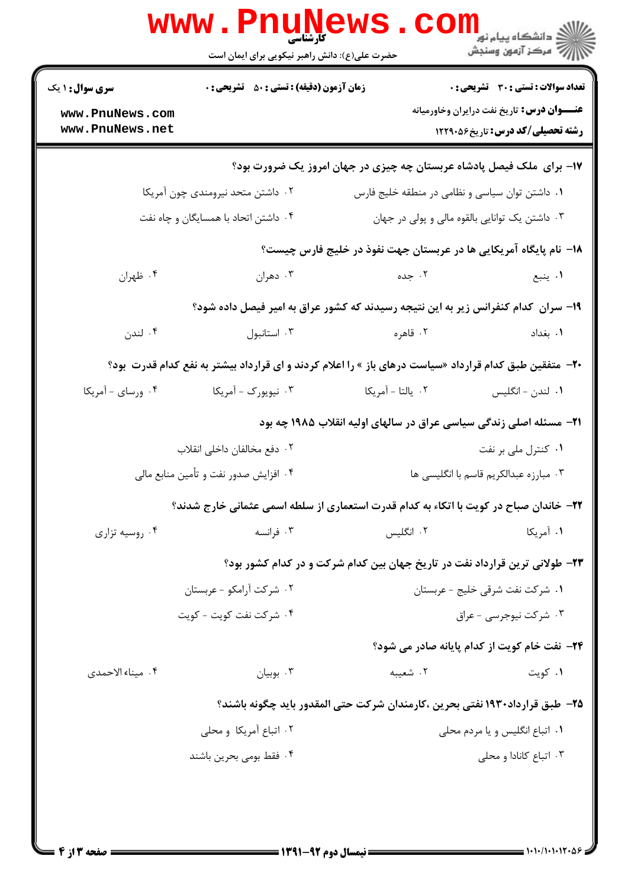**سری سوال:** ۱ یک | **زمان آزمون (دقیقه):** تستی : ۵۰ تشریحی : ۰ | **تعداد سوالات:** تستی : ۳۰ تشریحی : ۰

**عنـــوان درس:** تاریخ نفت درایران وخاورمیانه

**رشته تحصیلی/کد درس:** تاریخ ۱۲۲۹۰۵۶

۱۷- برای ملک فیصل پادشاه عربستان چه چیزی در جهان امروز یک ضرورت بود؟

۱. داشتن توان سیاسی و نظامی در منطقه خلیج فارس
۲. داشتن متحد نیرومندی چون آمریکا
۳. داشتن یک توانایی بالقوه مالی و پولی در جهان
۴. داشتن اتحاد با همسایگان و چاه نفت

۱۸- نام پایگاه آمریکایی ها در عربستان جهت نفوذ در خلیج فارس چیست؟

۱. ینبع
۲. جده
۳. دهران
۴. ظهران

۱۹- سران کدام کنفرانس زیر به این نتیجه رسیدند که کشور عراق به امیر فیصل داده شود؟

۱. بغداد
۲. قاهره
۳. استانبول
۴. لندن

۲۰- متفقین طبق کدام قرارداد «سیاست درهای باز » را اعلام کردند و ای قرارداد بیشتر به نفع کدام قدرت بود؟

۱. لندن - انگلیس
۲. یالتا - آمریکا
۳. نیویورک - آمریکا
۴. ورسای - آمریکا

۲۱- مسئله اصلی زندگی سیاسی عراق در سالهای اولیه انقلاب ۱۹۸۵ چه بود

۱. کنترل ملی بر نفت
۲. دفع مخالفان داخلی انقلاب
۳. مبارزه عبدالکریم قاسم با انگلیسی ها
۴. افزایش صدور نفت و تأمین منابع مالی

۲۲- خاندان صباح در کویت با اتکاء به کدام قدرت استعماری از سلطه اسمی عثمانی خارج شدند؟

۱. آمریکا
۲. انگلیس
۳. فرانسه
۴. روسیه تزاری

۲۳- طولانی ترین قرارداد نفت در تاریخ جهان بین کدام شرکت و در کدام کشور بود؟

۱. شرکت نفت شرقی خلیج - عربستان
۲. شرکت آرامکو - عربستان
۳. شرکت نیوجرسی - عراق
۴. شرکت نفت کویت - کویت

۲۴- نفت خام کویت از کدام پایانه صادر می شود؟

۱. کویت
۲. شعیبه
۳. بوبیان
۴. میناء الاحمدی

۲۵- طبق قرارداد۱۹۳۰ نفتی بحرین ،کارمندان شرکت حتی المقدور باید چگونه باشند؟

۱. اتباع انگلیس و یا مردم محلی
۲. اتباع آمریکا و محلی
۳. اتباع کانادا و محلی
۴. فقط بومی بحرین باشند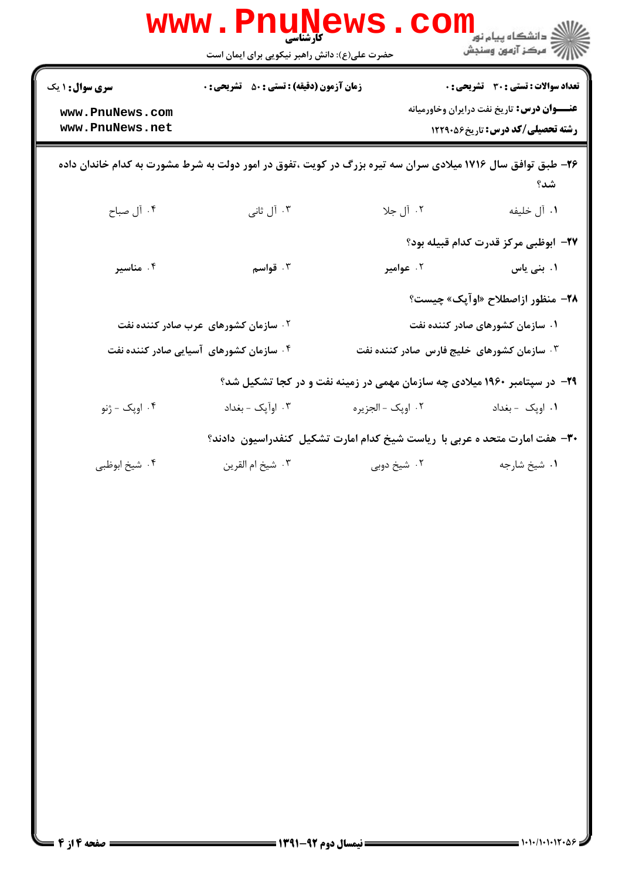۲۶- طبق توافق سال ۱۷۱۶ میلادی سران سه تیره بزرگ در کویت ،تفوق در امور دولت به شرط مشورت به کدام خاندان داده شد؟

۱. آل خلیفه
۲. آل جلا
۳. آل ثانی
۴. آل صباح

۲۷- ابوظبی مرکز قدرت کدام قبیله بود؟

۱. بنی یاس
۲. عوامیر
۳. قواسم
۴. مناسیر

۲۸- منظور ازاصطلاح «اوآپک» چیست؟

۱. سازمان کشورهای صادر کننده نفت
۲. سازمان کشورهای عرب صادر کننده نفت
۳. سازمان کشورهای خلیج فارس صادر کننده نفت
۴. سازمان کشورهای آسیایی صادر کننده نفت

۲۹- در سپتامبر ۱۹۶۰ میلادی چه سازمان مهمی در زمینه نفت و در کجا تشکیل شد؟

۱. اوپک - بغداد
۲. اوپک - الجزیره
۳. اوآپک - بغداد
۴. اوپک - ژنو

۳۰- هفت امارت متحد ه عربی با ریاست شیخ کدام امارت تشکیل کنفدراسیون دادند؟

۱. شیخ شارجه
۲. شیخ دوبی
۳. شیخ ام القرین
۴. شیخ ابوظبی